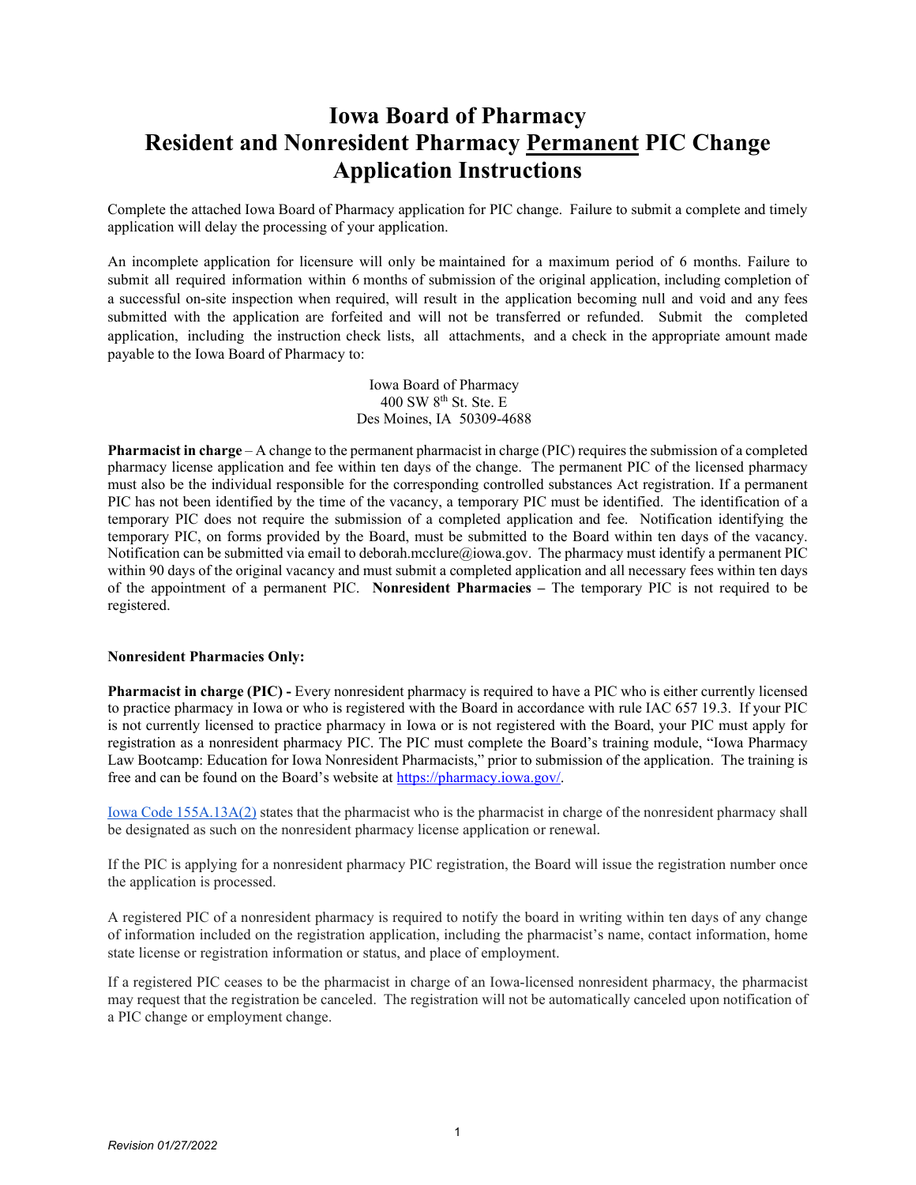# Iowa Board of Pharmacy
# Resident and Nonresident Pharmacy Permanent PIC Change Application Instructions

Complete the attached Iowa Board of Pharmacy application for PIC change. Failure to submit a complete and timely application will delay the processing of your application.

An incomplete application for licensure will only be maintained for a maximum period of 6 months. Failure to submit all required information within 6 months of submission of the original application, including completion of a successful on-site inspection when required, will result in the application becoming null and void and any fees submitted with the application are forfeited and will not be transferred or refunded. Submit the completed application, including the instruction check lists, all attachments, and a check in the appropriate amount made payable to the Iowa Board of Pharmacy to:

Iowa Board of Pharmacy
400 SW 8th St. Ste. E
Des Moines, IA 50309-4688

**Pharmacist in charge** – A change to the permanent pharmacist in charge (PIC) requires the submission of a completed pharmacy license application and fee within ten days of the change. The permanent PIC of the licensed pharmacy must also be the individual responsible for the corresponding controlled substances Act registration. If a permanent PIC has not been identified by the time of the vacancy, a temporary PIC must be identified. The identification of a temporary PIC does not require the submission of a completed application and fee. Notification identifying the temporary PIC, on forms provided by the Board, must be submitted to the Board within ten days of the vacancy. Notification can be submitted via email to deborah.mcclure@iowa.gov. The pharmacy must identify a permanent PIC within 90 days of the original vacancy and must submit a completed application and all necessary fees within ten days of the appointment of a permanent PIC. **Nonresident Pharmacies –** The temporary PIC is not required to be registered.

**Nonresident Pharmacies Only:**

**Pharmacist in charge (PIC) -** Every nonresident pharmacy is required to have a PIC who is either currently licensed to practice pharmacy in Iowa or who is registered with the Board in accordance with rule IAC 657 19.3. If your PIC is not currently licensed to practice pharmacy in Iowa or is not registered with the Board, your PIC must apply for registration as a nonresident pharmacy PIC. The PIC must complete the Board's training module, "Iowa Pharmacy Law Bootcamp: Education for Iowa Nonresident Pharmacists," prior to submission of the application. The training is free and can be found on the Board's website at [https://pharmacy.iowa.gov/](https://pharmacy.iowa.gov/).

[Iowa Code 155A.13A(2)] states that the pharmacist who is the pharmacist in charge of the nonresident pharmacy shall be designated as such on the nonresident pharmacy license application or renewal.

If the PIC is applying for a nonresident pharmacy PIC registration, the Board will issue the registration number once the application is processed.

A registered PIC of a nonresident pharmacy is required to notify the board in writing within ten days of any change of information included on the registration application, including the pharmacist's name, contact information, home state license or registration information or status, and place of employment.

If a registered PIC ceases to be the pharmacist in charge of an Iowa-licensed nonresident pharmacy, the pharmacist may request that the registration be canceled. The registration will not be automatically canceled upon notification of a PIC change or employment change.

*Revision 01/27/2022*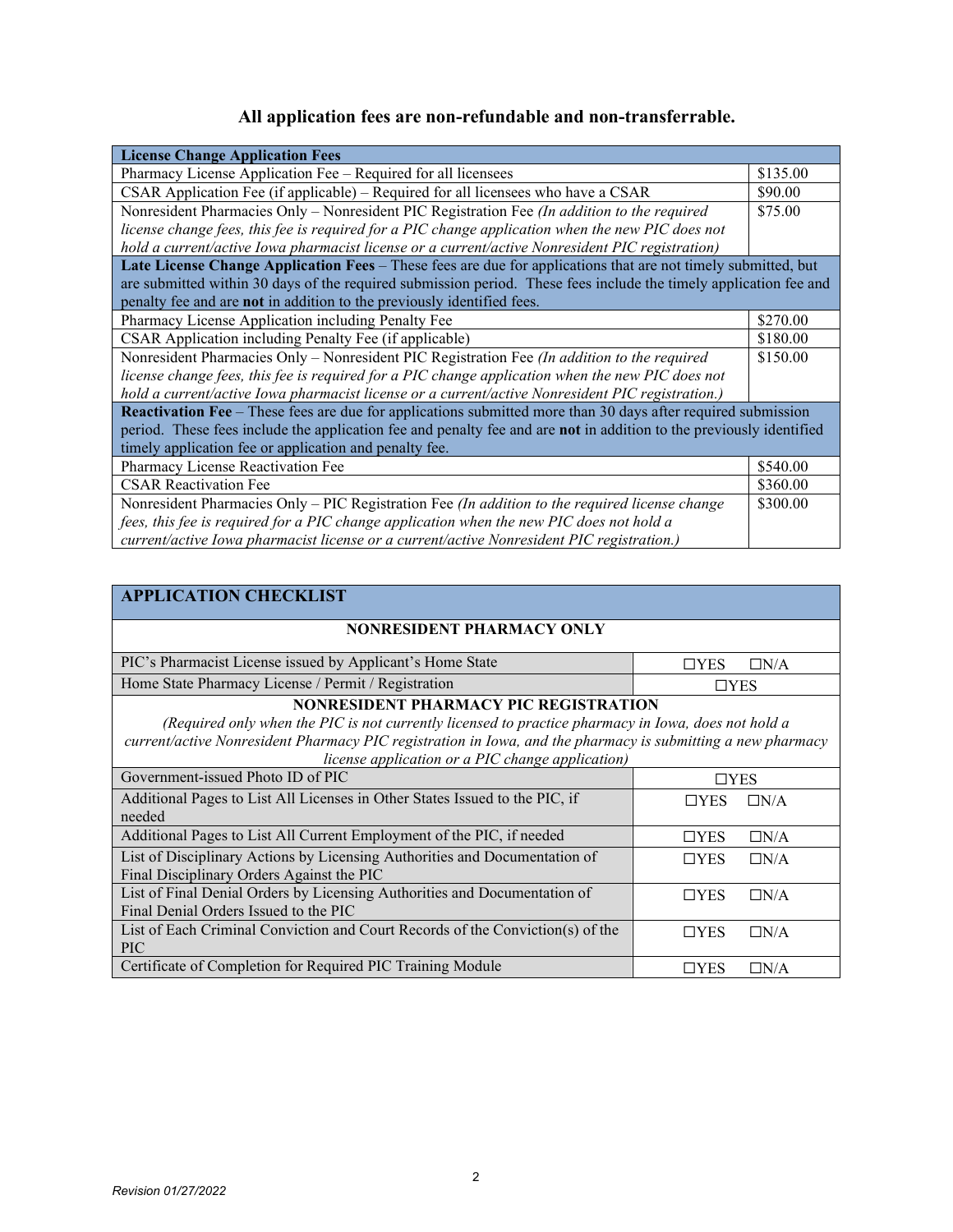**All application fees are non-refundable and non-transferrable.**

| **License Change Application Fees** | |
|---|---|
| Pharmacy License Application Fee – Required for all licensees | $135.00 |
| CSAR Application Fee (if applicable) – Required for all licensees who have a CSAR | $90.00 |
| Nonresident Pharmacies Only – Nonresident PIC Registration Fee *(In addition to the required license change fees, this fee is required for a PIC change application when the new PIC does not hold a current/active Iowa pharmacist license or a current/active Nonresident PIC registration)* | $75.00 |
| **Late License Change Application Fees** – These fees are due for applications that are not timely submitted, but are submitted within 30 days of the required submission period. These fees include the timely application fee and penalty fee and are **not** in addition to the previously identified fees. | |
| Pharmacy License Application including Penalty Fee | $270.00 |
| CSAR Application including Penalty Fee (if applicable) | $180.00 |
| Nonresident Pharmacies Only – Nonresident PIC Registration Fee *(In addition to the required license change fees, this fee is required for a PIC change application when the new PIC does not hold a current/active Iowa pharmacist license or a current/active Nonresident PIC registration.)* | $150.00 |
| **Reactivation Fee** – These fees are due for applications submitted more than 30 days after required submission period. These fees include the application fee and penalty fee and are **not** in addition to the previously identified timely application fee or application and penalty fee. | |
| Pharmacy License Reactivation Fee | $540.00 |
| CSAR Reactivation Fee | $360.00 |
| Nonresident Pharmacies Only – PIC Registration Fee *(In addition to the required license change fees, this fee is required for a PIC change application when the new PIC does not hold a current/active Iowa pharmacist license or a current/active Nonresident PIC registration.)* | $300.00 |

| **APPLICATION CHECKLIST** | |
|---|---|
| **NONRESIDENT PHARMACY ONLY** | |
| PIC's Pharmacist License issued by Applicant's Home State | ☐YES ☐N/A |
| Home State Pharmacy License / Permit / Registration | ☐YES |
| **NONRESIDENT PHARMACY PIC REGISTRATION** *(Required only when the PIC is not currently licensed to practice pharmacy in Iowa, does not hold a current/active Nonresident Pharmacy PIC registration in Iowa, and the pharmacy is submitting a new pharmacy license application or a PIC change application)* | |
| Government-issued Photo ID of PIC | ☐YES |
| Additional Pages to List All Licenses in Other States Issued to the PIC, if needed | ☐YES ☐N/A |
| Additional Pages to List All Current Employment of the PIC, if needed | ☐YES ☐N/A |
| List of Disciplinary Actions by Licensing Authorities and Documentation of Final Disciplinary Orders Against the PIC | ☐YES ☐N/A |
| List of Final Denial Orders by Licensing Authorities and Documentation of Final Denial Orders Issued to the PIC | ☐YES ☐N/A |
| List of Each Criminal Conviction and Court Records of the Conviction(s) of the PIC | ☐YES ☐N/A |
| Certificate of Completion for Required PIC Training Module | ☐YES ☐N/A |

*Revision 01/27/2022*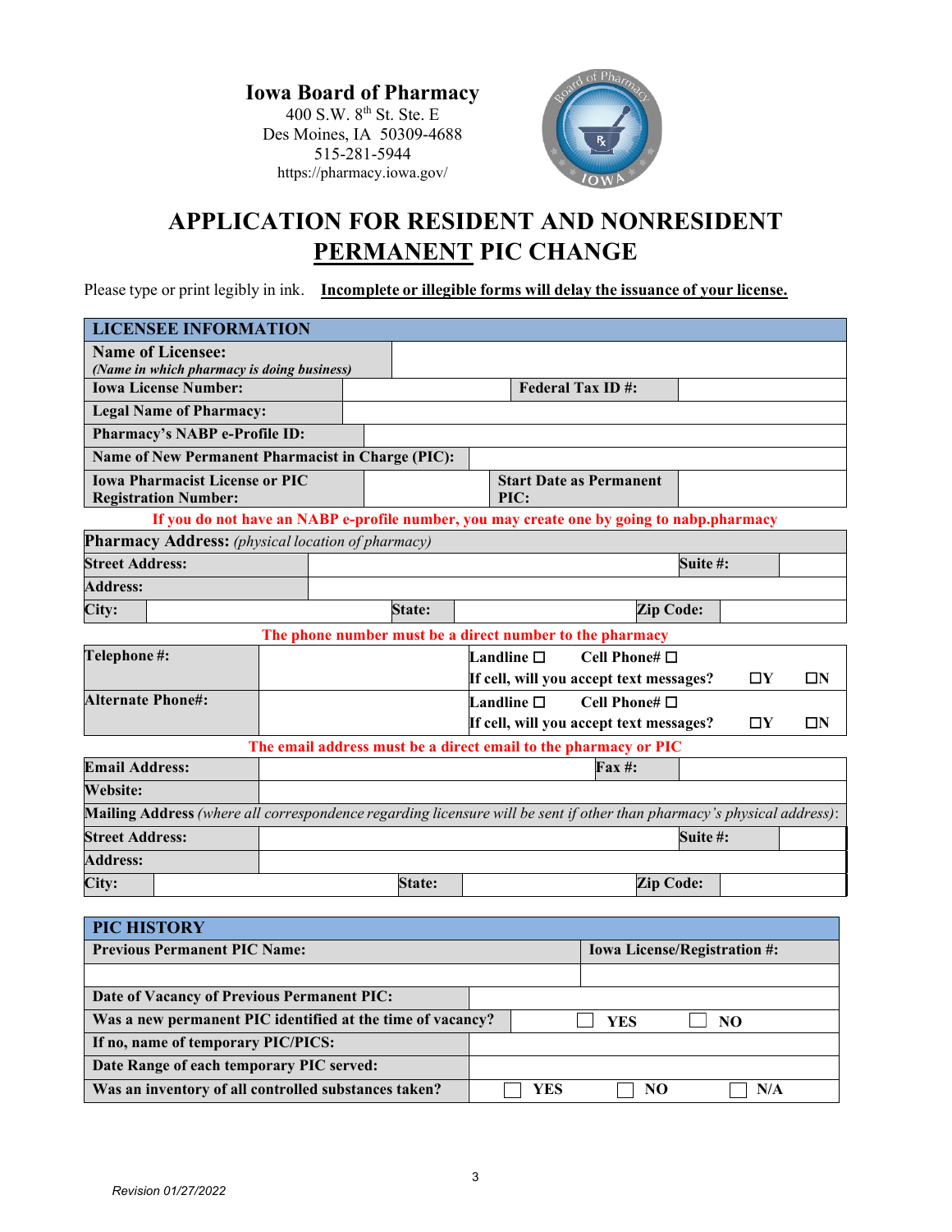**Iowa Board of Pharmacy**
400 S.W. 8th St. Ste. E
Des Moines, IA 50309-4688
515-281-5944
https://pharmacy.iowa.gov/

# APPLICATION FOR RESIDENT AND NONRESIDENT PERMANENT PIC CHANGE

Please type or print legibly in ink. **Incomplete or illegible forms will delay the issuance of your license.**

| **LICENSEE INFORMATION** | | | |
|---|---|---|---|
| **Name of Licensee:** *(Name in which pharmacy is doing business)* | | | |
| **Iowa License Number:** | | **Federal Tax ID #:** | |
| **Legal Name of Pharmacy:** | | | |
| **Pharmacy's NABP e-Profile ID:** | | | |
| **Name of New Permanent Pharmacist in Charge (PIC):** | | | |
| **Iowa Pharmacist License or PIC Registration Number:** | | **Start Date as Permanent PIC:** | |

**If you do not have an NABP e-profile number, you may create one by going to nabp.pharmacy**

| **Pharmacy Address:** *(physical location of pharmacy)* | | | | | |
|---|---|---|---|---|---|
| **Street Address:** | | | | **Suite #:** | |
| **Address:** | | | | | |
| **City:** | | **State:** | | **Zip Code:** | |

**The phone number must be a direct number to the pharmacy**

| | | | |
|---|---|---|---|
| **Telephone #:** | | **Landline** ☐ **Cell Phone#** ☐ If cell, will you accept text messages? | ☐Y ☐N |
| **Alternate Phone#:** | | **Landline** ☐ **Cell Phone#** ☐ If cell, will you accept text messages? | ☐Y ☐N |

**The email address must be a direct email to the pharmacy or PIC**

| | | | |
|---|---|---|---|
| **Email Address:** | | **Fax #:** | |
| **Website:** | | | |

| **Mailing Address** *(where all correspondence regarding licensure will be sent if other than pharmacy's physical address)*: | | | | | |
|---|---|---|---|---|---|
| **Street Address:** | | | | **Suite #:** | |
| **Address:** | | | | | |
| **City:** | | **State:** | | **Zip Code:** | |

| **PIC HISTORY** | |
|---|---|
| **Previous Permanent PIC Name:** | **Iowa License/Registration #:** |
| | |
| **Date of Vacancy of Previous Permanent PIC:** | |
| **Was a new permanent PIC identified at the time of vacancy?** | ☐ YES ☐ NO |
| **If no, name of temporary PIC/PICS:** | |
| **Date Range of each temporary PIC served:** | |
| **Was an inventory of all controlled substances taken?** | ☐ YES ☐ NO ☐ N/A |

*Revision 01/27/2022*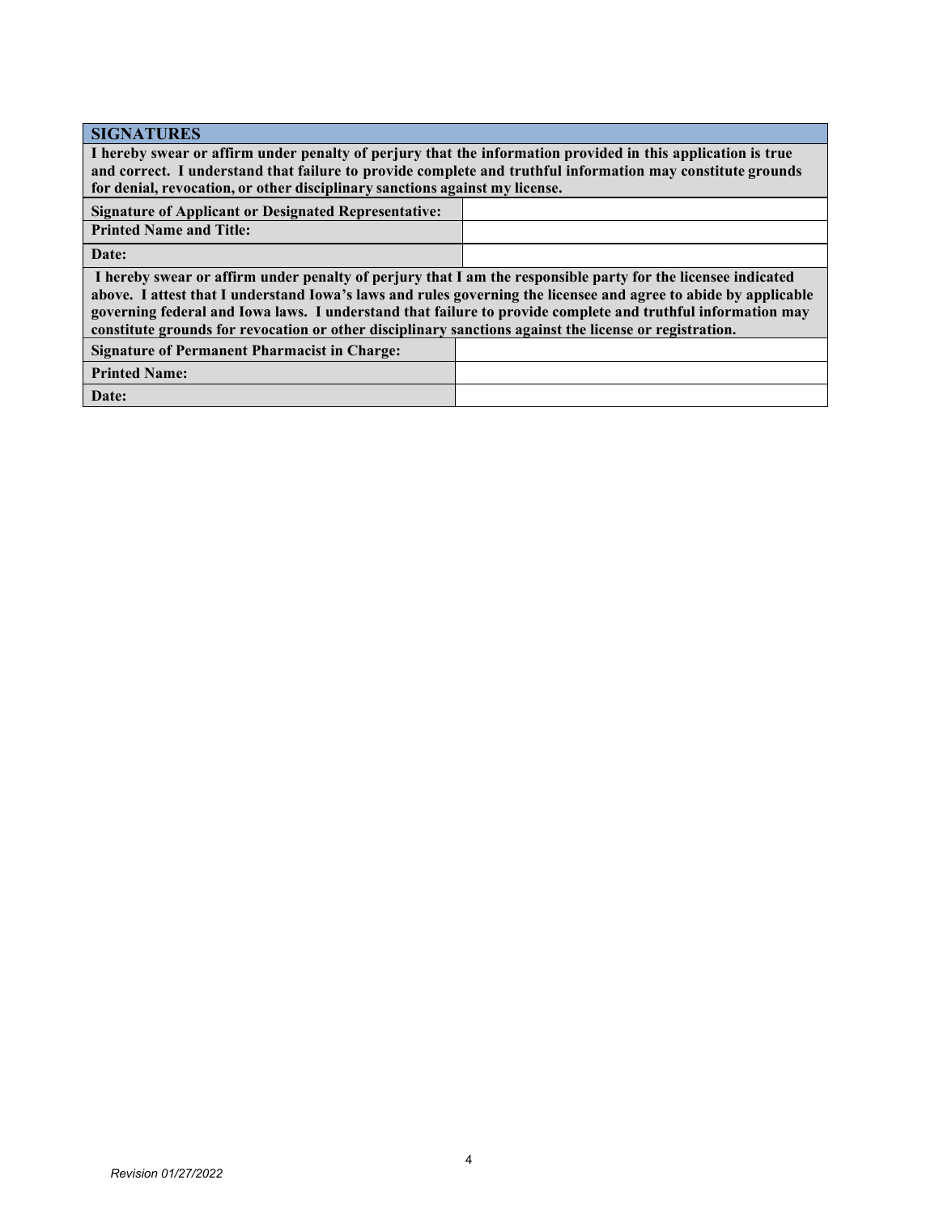## SIGNATURES

**I hereby swear or affirm under penalty of perjury that the information provided in this application is true and correct. I understand that failure to provide complete and truthful information may constitute grounds for denial, revocation, or other disciplinary sanctions against my license.**

| | |
|---|---|
| **Signature of Applicant or Designated Representative:** | |
| **Printed Name and Title:** | |
| **Date:** | |

**I hereby swear or affirm under penalty of perjury that I am the responsible party for the licensee indicated above. I attest that I understand Iowa's laws and rules governing the licensee and agree to abide by applicable governing federal and Iowa laws. I understand that failure to provide complete and truthful information may constitute grounds for revocation or other disciplinary sanctions against the license or registration.**

| | |
|---|---|
| **Signature of Permanent Pharmacist in Charge:** | |
| **Printed Name:** | |
| **Date:** | |

*Revision 01/27/2022*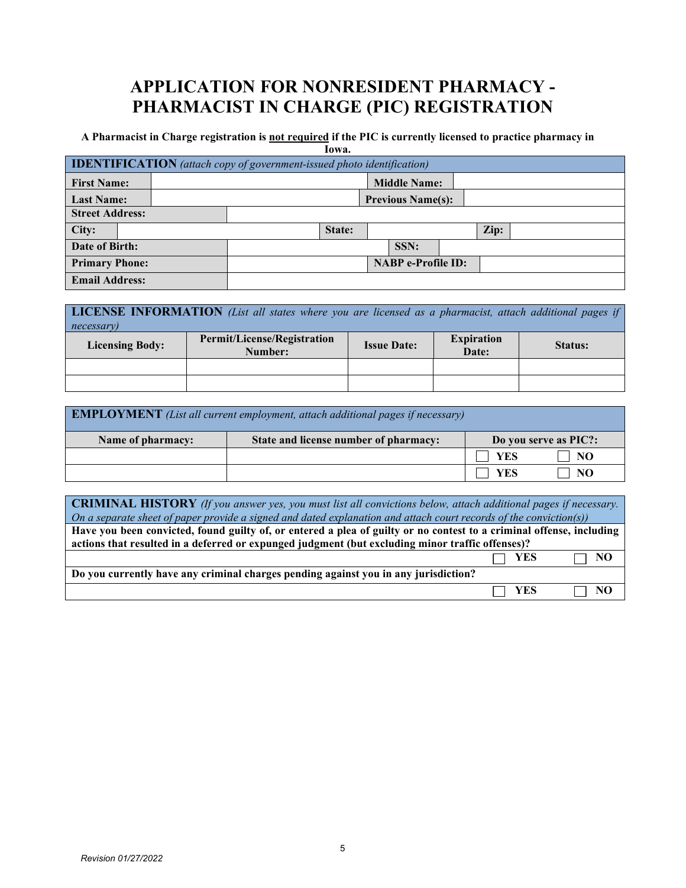# APPLICATION FOR NONRESIDENT PHARMACY - PHARMACIST IN CHARGE (PIC) REGISTRATION

**A Pharmacist in Charge registration is not required if the PIC is currently licensed to practice pharmacy in Iowa.**

| **IDENTIFICATION** *(attach copy of government-issued photo identification)* | | | |
|---|---|---|---|
| **First Name:** | | **Middle Name:** | |
| **Last Name:** | | **Previous Name(s):** | |
| **Street Address:** | | | |
| **City:** | **State:** | | **Zip:** |
| **Date of Birth:** | | **SSN:** | |
| **Primary Phone:** | | **NABP e-Profile ID:** | |
| **Email Address:** | | | |

**LICENSE INFORMATION** *(List all states where you are licensed as a pharmacist, attach additional pages if necessary)*

| Licensing Body: | Permit/License/Registration Number: | Issue Date: | Expiration Date: | Status: |
|---|---|---|---|---|
| | | | | |
| | | | | |

**EMPLOYMENT** *(List all current employment, attach additional pages if necessary)*

| Name of pharmacy: | State and license number of pharmacy: | Do you serve as PIC?: |
|---|---|---|
| | | ☐ YES ☐ NO |
| | | ☐ YES ☐ NO |

**CRIMINAL HISTORY** *(If you answer yes, you must list all convictions below, attach additional pages if necessary. On a separate sheet of paper provide a signed and dated explanation and attach court records of the conviction(s))*

**Have you been convicted, found guilty of, or entered a plea of guilty or no contest to a criminal offense, including actions that resulted in a deferred or expunged judgment (but excluding minor traffic offenses)?**

☐ YES ☐ NO

**Do you currently have any criminal charges pending against you in any jurisdiction?**

☐ YES ☐ NO

*Revision 01/27/2022*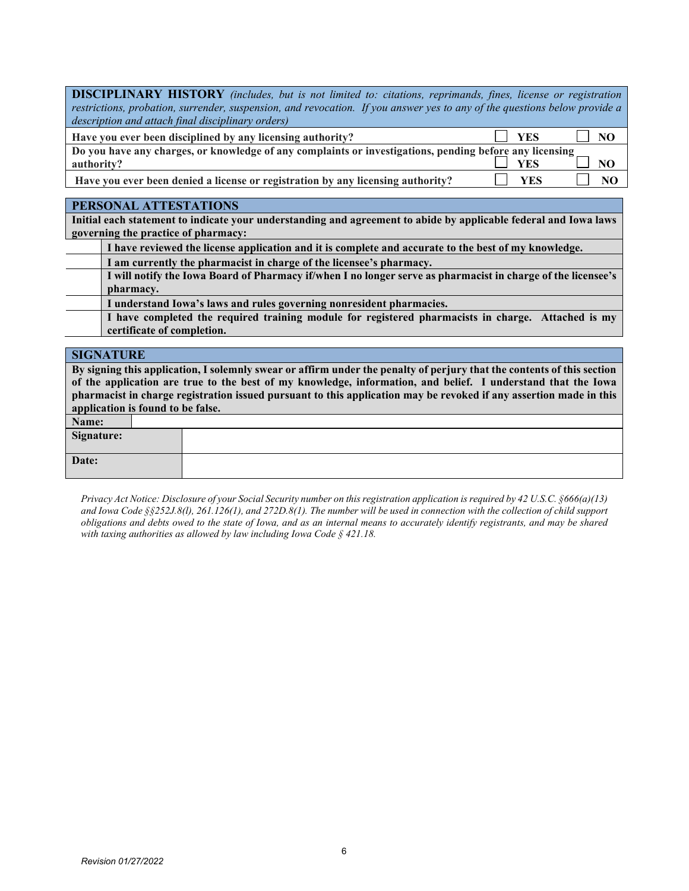| **DISCIPLINARY HISTORY** *(includes, but is not limited to: citations, reprimands, fines, license or registration restrictions, probation, surrender, suspension, and revocation. If you answer yes to any of the questions below provide a description and attach final disciplinary orders)* | | |
|---|---|---|
| **Have you ever been disciplined by any licensing authority?** | ☐ **YES** | ☐ **NO** |
| **Do you have any charges, or knowledge of any complaints or investigations, pending before any licensing authority?** | ☐ **YES** | ☐ **NO** |
| **Have you ever been denied a license or registration by any licensing authority?** | ☐ **YES** | ☐ **NO** |

| **PERSONAL ATTESTATIONS** | |
|---|---|
| **Initial each statement to indicate your understanding and agreement to abide by applicable federal and Iowa laws governing the practice of pharmacy:** | |
| | **I have reviewed the license application and it is complete and accurate to the best of my knowledge.** |
| | **I am currently the pharmacist in charge of the licensee's pharmacy.** |
| | **I will notify the Iowa Board of Pharmacy if/when I no longer serve as pharmacist in charge of the licensee's pharmacy.** |
| | **I understand Iowa's laws and rules governing nonresident pharmacies.** |
| | **I have completed the required training module for registered pharmacists in charge. Attached is my certificate of completion.** |

| **SIGNATURE** | |
|---|---|
| **By signing this application, I solemnly swear or affirm under the penalty of perjury that the contents of this section of the application are true to the best of my knowledge, information, and belief. I understand that the Iowa pharmacist in charge registration issued pursuant to this application may be revoked if any assertion made in this application is found to be false.** | |
| **Name:** | |
| **Signature:** | |
| **Date:** | |

*Privacy Act Notice: Disclosure of your Social Security number on this registration application is required by 42 U.S.C. §666(a)(13) and Iowa Code §§252J.8(l), 261.126(1), and 272D.8(1). The number will be used in connection with the collection of child support obligations and debts owed to the state of Iowa, and as an internal means to accurately identify registrants, and may be shared with taxing authorities as allowed by law including Iowa Code § 421.18.*

*Revision 01/27/2022*